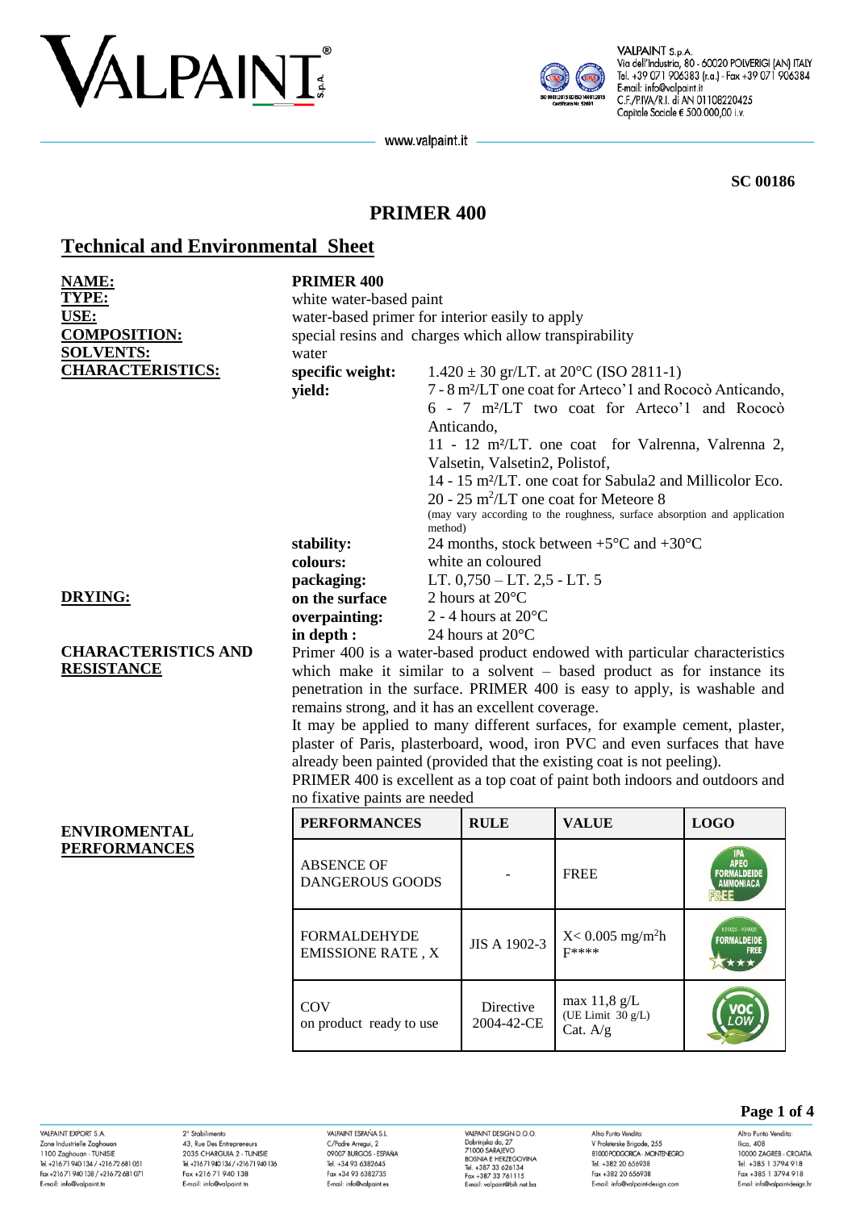SC 00186

# PRIMER 400

## Technical and Environmental Sheet

**NAME:** **PRIMER 400**

**TYPE:** white water-based paint

**USE:** water-based primer for interior easily to apply

**COMPOSITION:** special resins and charges which allow transpirability

**SOLVENTS:** water

**CHARACTERISTICS:**

| | |
|---|---|
| **specific weight:** | 1.420 ± 30 gr/LT. at 20°C (ISO 2811-1) |
| **yield:** | 7 - 8 m²/LT one coat for Arteco'1 and Rococò Anticando, 6 - 7 m²/LT two coat for Arteco'1 and Rococò Anticando, 11 - 12 m²/LT. one coat for Valrenna, Valrenna 2, Valsetin, Valsetin2, Polistof, 14 - 15 m²/LT. one coat for Sabula2 and Millicolor Eco. 20 - 25 m²/LT one coat for Meteore 8 (may vary according to the roughness, surface absorption and application method) |
| **stability:** | 24 months, stock between +5°C and +30°C |
| **colours:** | white an coloured |
| **packaging:** | LT. 0,750 – LT. 2,5 - LT. 5 |

**DRYING:**

| | |
|---|---|
| **on the surface** | 2 hours at 20°C |
| **overpainting:** | 2 - 4 hours at 20°C |
| **in depth :** | 24 hours at 20°C |

**CHARACTERISTICS AND RESISTANCE**

Primer 400 is a water-based product endowed with particular characteristics which make it similar to a solvent – based product as for instance its penetration in the surface. PRIMER 400 is easy to apply, is washable and remains strong, and it has an excellent coverage.

It may be applied to many different surfaces, for example cement, plaster, plaster of Paris, plasterboard, wood, iron PVC and even surfaces that have already been painted (provided that the existing coat is not peeling).

PRIMER 400 is excellent as a top coat of paint both indoors and outdoors and no fixative paints are needed

**ENVIROMENTAL PERFORMANCES**

| PERFORMANCES | RULE | VALUE | LOGO |
|---|---|---|---|
| ABSENCE OF DANGEROUS GOODS | - | FREE | IPA APEO FORMALDEIDE AMMONIACA FREE |
| FORMALDEHYDE EMISSIONE RATE , X | JIS A 1902-3 | X< 0.005 mg/m²h F**** | FORMALDEIDE FREE |
| COV on product ready to use | Directive 2004-42-CE | max 11,8 g/L (UE Limit 30 g/L) Cat. A/g | VOC LOW |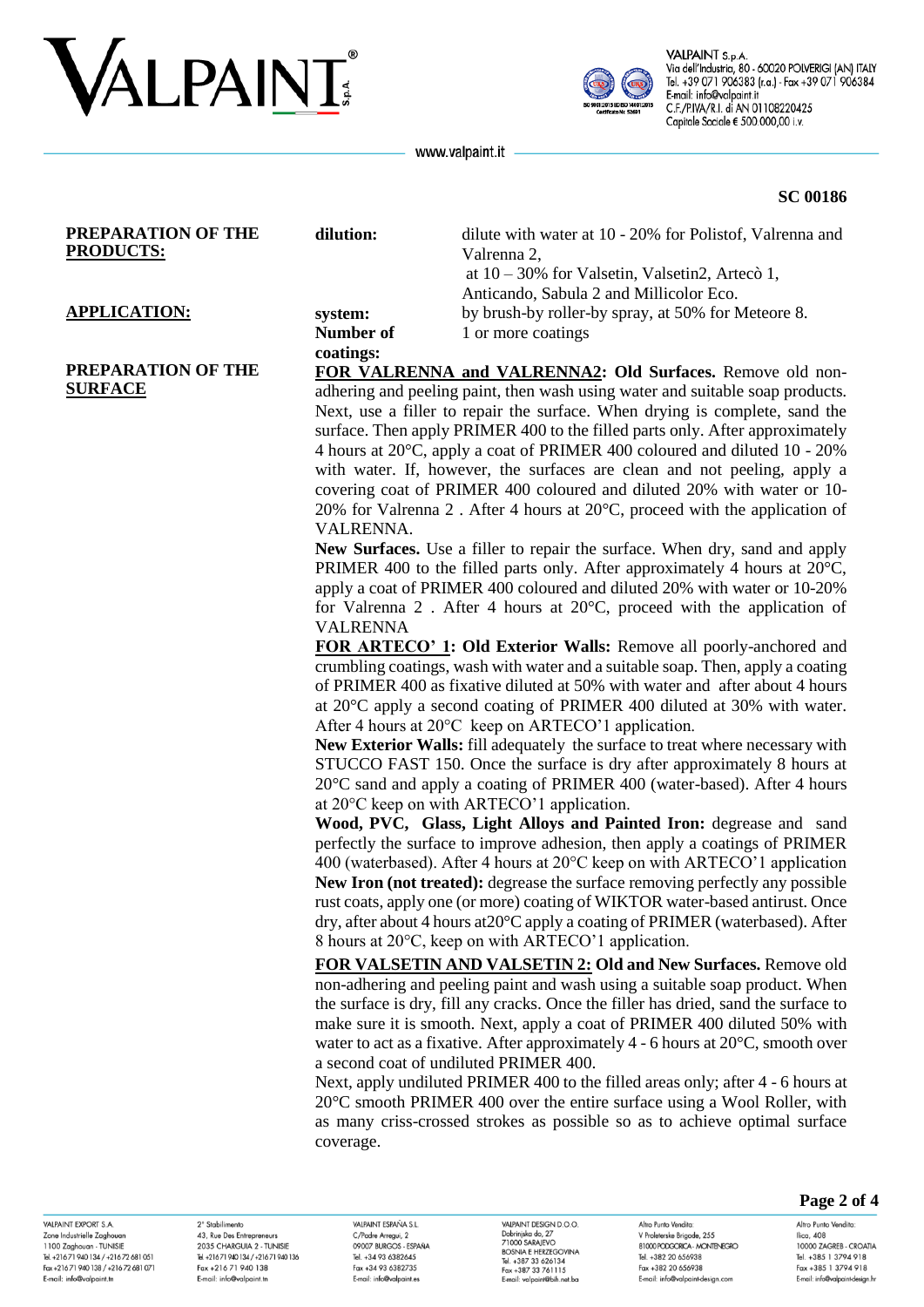SC 00186

**PREPARATION OF THE PRODUCTS:**

**dilution:** dilute with water at 10 - 20% for Polistof, Valrenna and Valrenna 2, at 10 – 30% for Valsetin, Valsetin2, Artecò 1, Anticando, Sabula 2 and Millicolor Eco.

**APPLICATION:**

**system:** by brush-by roller-by spray, at 50% for Meteore 8.

**Number of coatings:** 1 or more coatings

**PREPARATION OF THE SURFACE**

**FOR VALRENNA and VALRENNA2: Old Surfaces.** Remove old non-adhering and peeling paint, then wash using water and suitable soap products. Next, use a filler to repair the surface. When drying is complete, sand the surface. Then apply PRIMER 400 to the filled parts only. After approximately 4 hours at 20°C, apply a coat of PRIMER 400 coloured and diluted 10 - 20% with water. If, however, the surfaces are clean and not peeling, apply a covering coat of PRIMER 400 coloured and diluted 20% with water or 10-20% for Valrenna 2 . After 4 hours at 20°C, proceed with the application of VALRENNA.

**New Surfaces.** Use a filler to repair the surface. When dry, sand and apply PRIMER 400 to the filled parts only. After approximately 4 hours at 20°C, apply a coat of PRIMER 400 coloured and diluted 20% with water or 10-20% for Valrenna 2 . After 4 hours at 20°C, proceed with the application of VALRENNA

**FOR ARTECO' 1: Old Exterior Walls:** Remove all poorly-anchored and crumbling coatings, wash with water and a suitable soap. Then, apply a coating of PRIMER 400 as fixative diluted at 50% with water and after about 4 hours at 20°C apply a second coating of PRIMER 400 diluted at 30% with water. After 4 hours at 20°C keep on ARTECO'1 application.

**New Exterior Walls:** fill adequately the surface to treat where necessary with STUCCO FAST 150. Once the surface is dry after approximately 8 hours at 20°C sand and apply a coating of PRIMER 400 (water-based). After 4 hours at 20°C keep on with ARTECO'1 application.

**Wood, PVC, Glass, Light Alloys and Painted Iron:** degrease and sand perfectly the surface to improve adhesion, then apply a coatings of PRIMER 400 (waterbased). After 4 hours at 20°C keep on with ARTECO'1 application

**New Iron (not treated):** degrease the surface removing perfectly any possible rust coats, apply one (or more) coating of WIKTOR water-based antirust. Once dry, after about 4 hours at20°C apply a coating of PRIMER (waterbased). After 8 hours at 20°C, keep on with ARTECO'1 application.

**FOR VALSETIN AND VALSETIN 2: Old and New Surfaces.** Remove old non-adhering and peeling paint and wash using a suitable soap product. When the surface is dry, fill any cracks. Once the filler has dried, sand the surface to make sure it is smooth. Next, apply a coat of PRIMER 400 diluted 50% with water to act as a fixative. After approximately 4 - 6 hours at 20°C, smooth over a second coat of undiluted PRIMER 400.

Next, apply undiluted PRIMER 400 to the filled areas only; after 4 - 6 hours at 20°C smooth PRIMER 400 over the entire surface using a Wool Roller, with as many criss-crossed strokes as possible so as to achieve optimal surface coverage.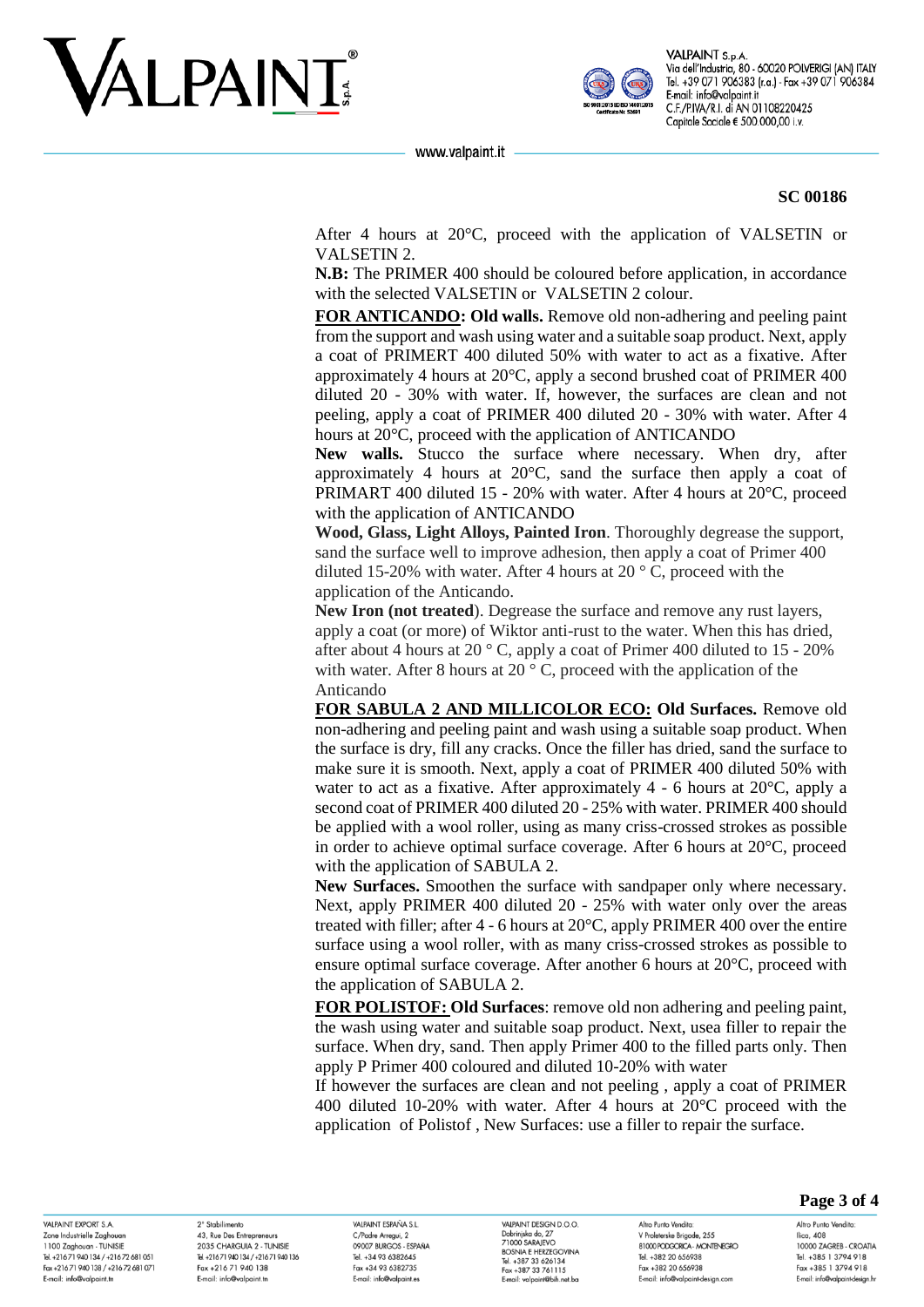SC 00186

After 4 hours at 20°C, proceed with the application of VALSETIN or VALSETIN 2.

**N.B:** The PRIMER 400 should be coloured before application, in accordance with the selected VALSETIN or VALSETIN 2 colour.

**FOR ANTICANDO: Old walls.** Remove old non-adhering and peeling paint from the support and wash using water and a suitable soap product. Next, apply a coat of PRIMERT 400 diluted 50% with water to act as a fixative. After approximately 4 hours at 20°C, apply a second brushed coat of PRIMER 400 diluted 20 - 30% with water. If, however, the surfaces are clean and not peeling, apply a coat of PRIMER 400 diluted 20 - 30% with water. After 4 hours at 20°C, proceed with the application of ANTICANDO

**New walls.** Stucco the surface where necessary. When dry, after approximately 4 hours at 20°C, sand the surface then apply a coat of PRIMART 400 diluted 15 - 20% with water. After 4 hours at 20°C, proceed with the application of ANTICANDO

**Wood, Glass, Light Alloys, Painted Iron**. Thoroughly degrease the support, sand the surface well to improve adhesion, then apply a coat of Primer 400 diluted 15-20% with water. After 4 hours at 20 ° C, proceed with the application of the Anticando.

**New Iron (not treated**). Degrease the surface and remove any rust layers, apply a coat (or more) of Wiktor anti-rust to the water. When this has dried, after about 4 hours at 20 ° C, apply a coat of Primer 400 diluted to 15 - 20% with water. After 8 hours at 20 ° C, proceed with the application of the Anticando

**FOR SABULA 2 AND MILLICOLOR ECO: Old Surfaces.** Remove old non-adhering and peeling paint and wash using a suitable soap product. When the surface is dry, fill any cracks. Once the filler has dried, sand the surface to make sure it is smooth. Next, apply a coat of PRIMER 400 diluted 50% with water to act as a fixative. After approximately 4 - 6 hours at 20°C, apply a second coat of PRIMER 400 diluted 20 - 25% with water. PRIMER 400 should be applied with a wool roller, using as many criss-crossed strokes as possible in order to achieve optimal surface coverage. After 6 hours at 20°C, proceed with the application of SABULA 2.

**New Surfaces.** Smoothen the surface with sandpaper only where necessary. Next, apply PRIMER 400 diluted 20 - 25% with water only over the areas treated with filler; after 4 - 6 hours at 20°C, apply PRIMER 400 over the entire surface using a wool roller, with as many criss-crossed strokes as possible to ensure optimal surface coverage. After another 6 hours at 20°C, proceed with the application of SABULA 2.

**FOR POLISTOF: Old Surfaces**: remove old non adhering and peeling paint, the wash using water and suitable soap product. Next, usea filler to repair the surface. When dry, sand. Then apply Primer 400 to the filled parts only. Then apply P Primer 400 coloured and diluted 10-20% with water

If however the surfaces are clean and not peeling , apply a coat of PRIMER 400 diluted 10-20% with water. After 4 hours at 20°C proceed with the application of Polistof , New Surfaces: use a filler to repair the surface.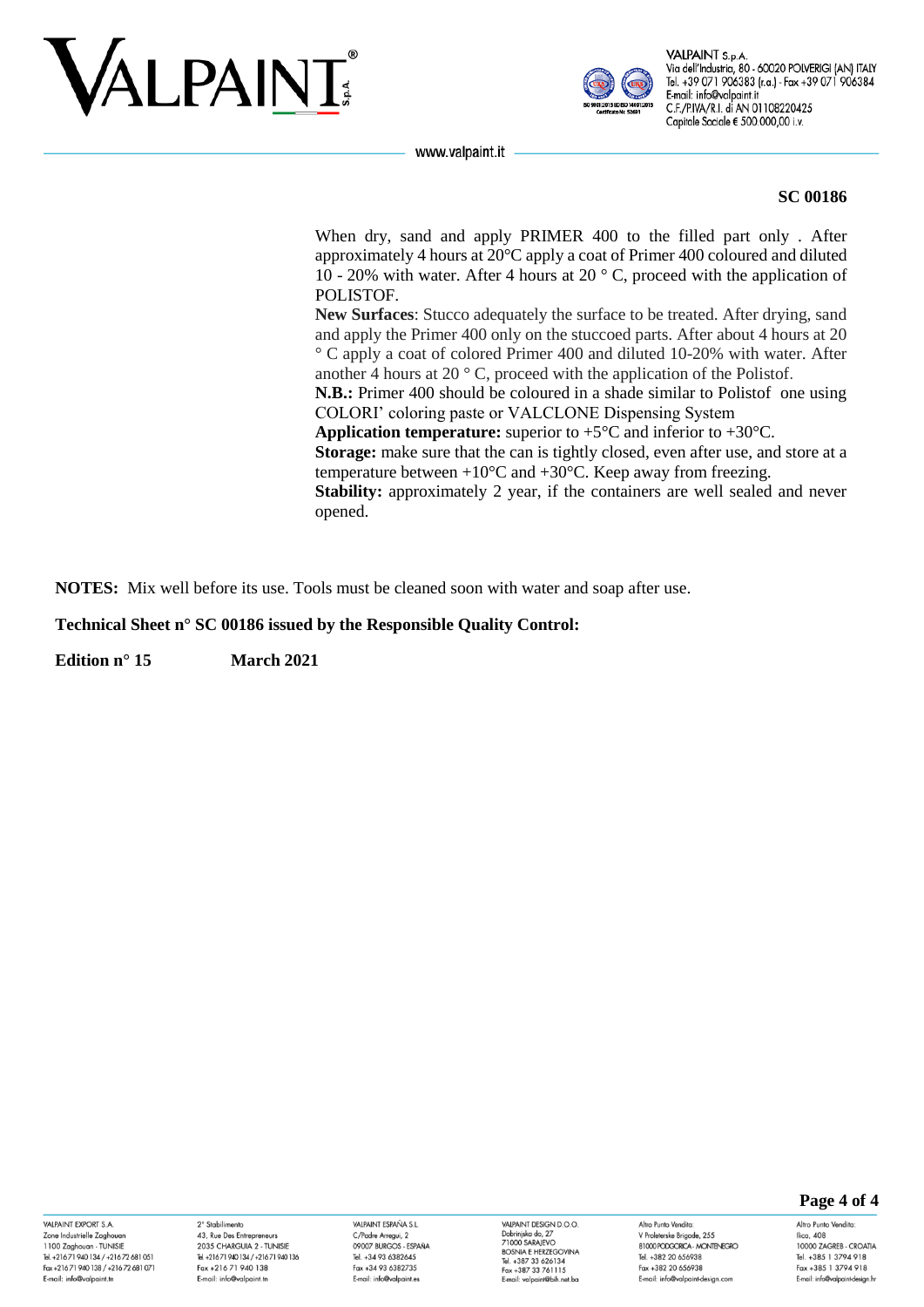**SC 00186**

When dry, sand and apply PRIMER 400 to the filled part only . After approximately 4 hours at 20°C apply a coat of Primer 400 coloured and diluted 10 - 20% with water. After 4 hours at 20 ° C, proceed with the application of POLISTOF.

**New Surfaces**: Stucco adequately the surface to be treated. After drying, sand and apply the Primer 400 only on the stuccoed parts. After about 4 hours at 20 ° C apply a coat of colored Primer 400 and diluted 10-20% with water. After another 4 hours at 20 ° C, proceed with the application of the Polistof.

**N.B.:** Primer 400 should be coloured in a shade similar to Polistof one using COLORI' coloring paste or VALCLONE Dispensing System

**Application temperature:** superior to +5°C and inferior to +30°C.

**Storage:** make sure that the can is tightly closed, even after use, and store at a temperature between +10°C and +30°C. Keep away from freezing.

**Stability:** approximately 2 year, if the containers are well sealed and never opened.

**NOTES:** Mix well before its use. Tools must be cleaned soon with water and soap after use.

**Technical Sheet n° SC 00186 issued by the Responsible Quality Control:**

**Edition n° 15** **March 2021**